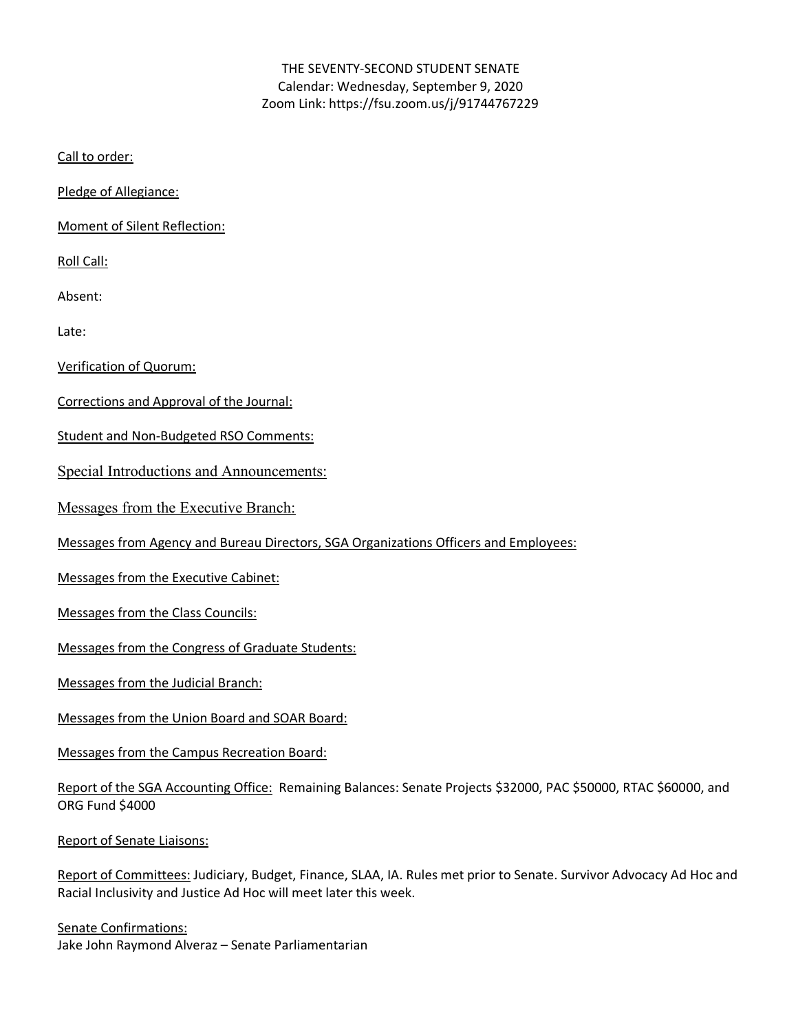THE SEVENTY-SECOND STUDENT SENATE
Calendar: Wednesday, September 9, 2020
Zoom Link: https://fsu.zoom.us/j/91744767229

Call to order:

Pledge of Allegiance:

Moment of Silent Reflection:

Roll Call:

Absent:

Late:

Verification of Quorum:

Corrections and Approval of the Journal:

Student and Non-Budgeted RSO Comments:

Special Introductions and Announcements:

Messages from the Executive Branch:

Messages from Agency and Bureau Directors, SGA Organizations Officers and Employees:

Messages from the Executive Cabinet:

Messages from the Class Councils:

Messages from the Congress of Graduate Students:

Messages from the Judicial Branch:

Messages from the Union Board and SOAR Board:

Messages from the Campus Recreation Board:

Report of the SGA Accounting Office: Remaining Balances: Senate Projects $32000, PAC $50000, RTAC $60000, and ORG Fund $4000

Report of Senate Liaisons:

Report of Committees: Judiciary, Budget, Finance, SLAA, IA. Rules met prior to Senate. Survivor Advocacy Ad Hoc and Racial Inclusivity and Justice Ad Hoc will meet later this week.

Senate Confirmations:
Jake John Raymond Alveraz – Senate Parliamentarian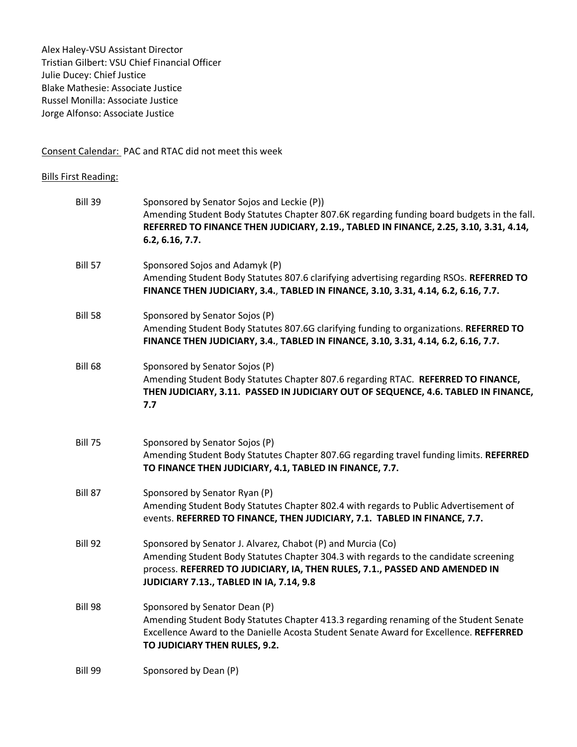Alex Haley-VSU Assistant Director
Tristian Gilbert: VSU Chief Financial Officer
Julie Ducey: Chief Justice
Blake Mathesie: Associate Justice
Russel Monilla: Associate Justice
Jorge Alfonso: Associate Justice

Consent Calendar: PAC and RTAC did not meet this week

Bills First Reading:

Bill 39 — Sponsored by Senator Sojos and Leckie (P))
Amending Student Body Statutes Chapter 807.6K regarding funding board budgets in the fall. **REFERRED TO FINANCE THEN JUDICIARY, 2.19., TABLED IN FINANCE, 2.25, 3.10, 3.31, 4.14, 6.2, 6.16, 7.7.**

Bill 57 — Sponsored Sojos and Adamyk (P)
Amending Student Body Statutes 807.6 clarifying advertising regarding RSOs. **REFERRED TO FINANCE THEN JUDICIARY, 3.4., TABLED IN FINANCE, 3.10, 3.31, 4.14, 6.2, 6.16, 7.7.**

Bill 58 — Sponsored by Senator Sojos (P)
Amending Student Body Statutes 807.6G clarifying funding to organizations. **REFERRED TO FINANCE THEN JUDICIARY, 3.4., TABLED IN FINANCE, 3.10, 3.31, 4.14, 6.2, 6.16, 7.7.**

Bill 68 — Sponsored by Senator Sojos (P)
Amending Student Body Statutes Chapter 807.6 regarding RTAC. **REFERRED TO FINANCE, THEN JUDICIARY, 3.11. PASSED IN JUDICIARY OUT OF SEQUENCE, 4.6. TABLED IN FINANCE, 7.7**

Bill 75 — Sponsored by Senator Sojos (P)
Amending Student Body Statutes Chapter 807.6G regarding travel funding limits. **REFERRED TO FINANCE THEN JUDICIARY, 4.1, TABLED IN FINANCE, 7.7.**

Bill 87 — Sponsored by Senator Ryan (P)
Amending Student Body Statutes Chapter 802.4 with regards to Public Advertisement of events. **REFERRED TO FINANCE, THEN JUDICIARY, 7.1. TABLED IN FINANCE, 7.7.**

Bill 92 — Sponsored by Senator J. Alvarez, Chabot (P) and Murcia (Co)
Amending Student Body Statutes Chapter 304.3 with regards to the candidate screening process. **REFERRED TO JUDICIARY, IA, THEN RULES, 7.1., PASSED AND AMENDED IN JUDICIARY 7.13., TABLED IN IA, 7.14, 9.8**

Bill 98 — Sponsored by Senator Dean (P)
Amending Student Body Statutes Chapter 413.3 regarding renaming of the Student Senate Excellence Award to the Danielle Acosta Student Senate Award for Excellence. **REFFERRED TO JUDICIARY THEN RULES, 9.2.**

Bill 99 — Sponsored by Dean (P)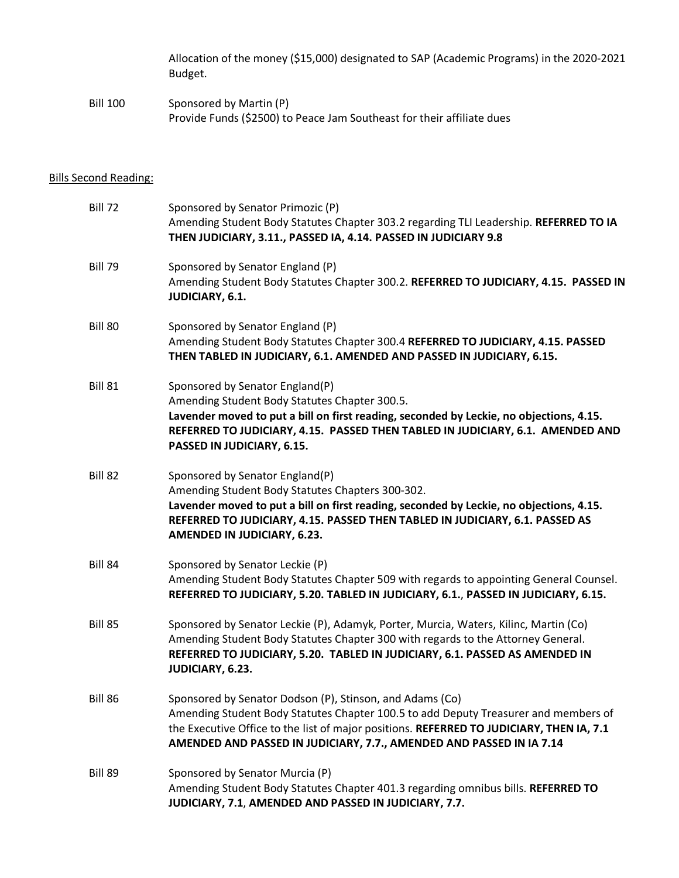Allocation of the money ($15,000) designated to SAP (Academic Programs) in the 2020-2021 Budget.

Bill 100 Sponsored by Martin (P)
Provide Funds ($2500) to Peace Jam Southeast for their affiliate dues

Bills Second Reading:

Bill 72 Sponsored by Senator Primozic (P)
Amending Student Body Statutes Chapter 303.2 regarding TLI Leadership. **REFERRED TO IA THEN JUDICIARY, 3.11., PASSED IA, 4.14. PASSED IN JUDICIARY 9.8**

Bill 79 Sponsored by Senator England (P)
Amending Student Body Statutes Chapter 300.2. **REFERRED TO JUDICIARY, 4.15. PASSED IN JUDICIARY, 6.1.**

Bill 80 Sponsored by Senator England (P)
Amending Student Body Statutes Chapter 300.4 **REFERRED TO JUDICIARY, 4.15. PASSED THEN TABLED IN JUDICIARY, 6.1. AMENDED AND PASSED IN JUDICIARY, 6.15.**

Bill 81 Sponsored by Senator England(P)
Amending Student Body Statutes Chapter 300.5.
**Lavender moved to put a bill on first reading, seconded by Leckie, no objections, 4.15. REFERRED TO JUDICIARY, 4.15. PASSED THEN TABLED IN JUDICIARY, 6.1. AMENDED AND PASSED IN JUDICIARY, 6.15.**

Bill 82 Sponsored by Senator England(P)
Amending Student Body Statutes Chapters 300-302.
**Lavender moved to put a bill on first reading, seconded by Leckie, no objections, 4.15. REFERRED TO JUDICIARY, 4.15. PASSED THEN TABLED IN JUDICIARY, 6.1. PASSED AS AMENDED IN JUDICIARY, 6.23.**

Bill 84 Sponsored by Senator Leckie (P)
Amending Student Body Statutes Chapter 509 with regards to appointing General Counsel. **REFERRED TO JUDICIARY, 5.20. TABLED IN JUDICIARY, 6.1., PASSED IN JUDICIARY, 6.15.**

Bill 85 Sponsored by Senator Leckie (P), Adamyk, Porter, Murcia, Waters, Kilinc, Martin (Co)
Amending Student Body Statutes Chapter 300 with regards to the Attorney General. **REFERRED TO JUDICIARY, 5.20. TABLED IN JUDICIARY, 6.1. PASSED AS AMENDED IN JUDICIARY, 6.23.**

Bill 86 Sponsored by Senator Dodson (P), Stinson, and Adams (Co)
Amending Student Body Statutes Chapter 100.5 to add Deputy Treasurer and members of the Executive Office to the list of major positions. **REFERRED TO JUDICIARY, THEN IA, 7.1 AMENDED AND PASSED IN JUDICIARY, 7.7., AMENDED AND PASSED IN IA 7.14**

Bill 89 Sponsored by Senator Murcia (P)
Amending Student Body Statutes Chapter 401.3 regarding omnibus bills. **REFERRED TO JUDICIARY, 7.1, AMENDED AND PASSED IN JUDICIARY, 7.7.**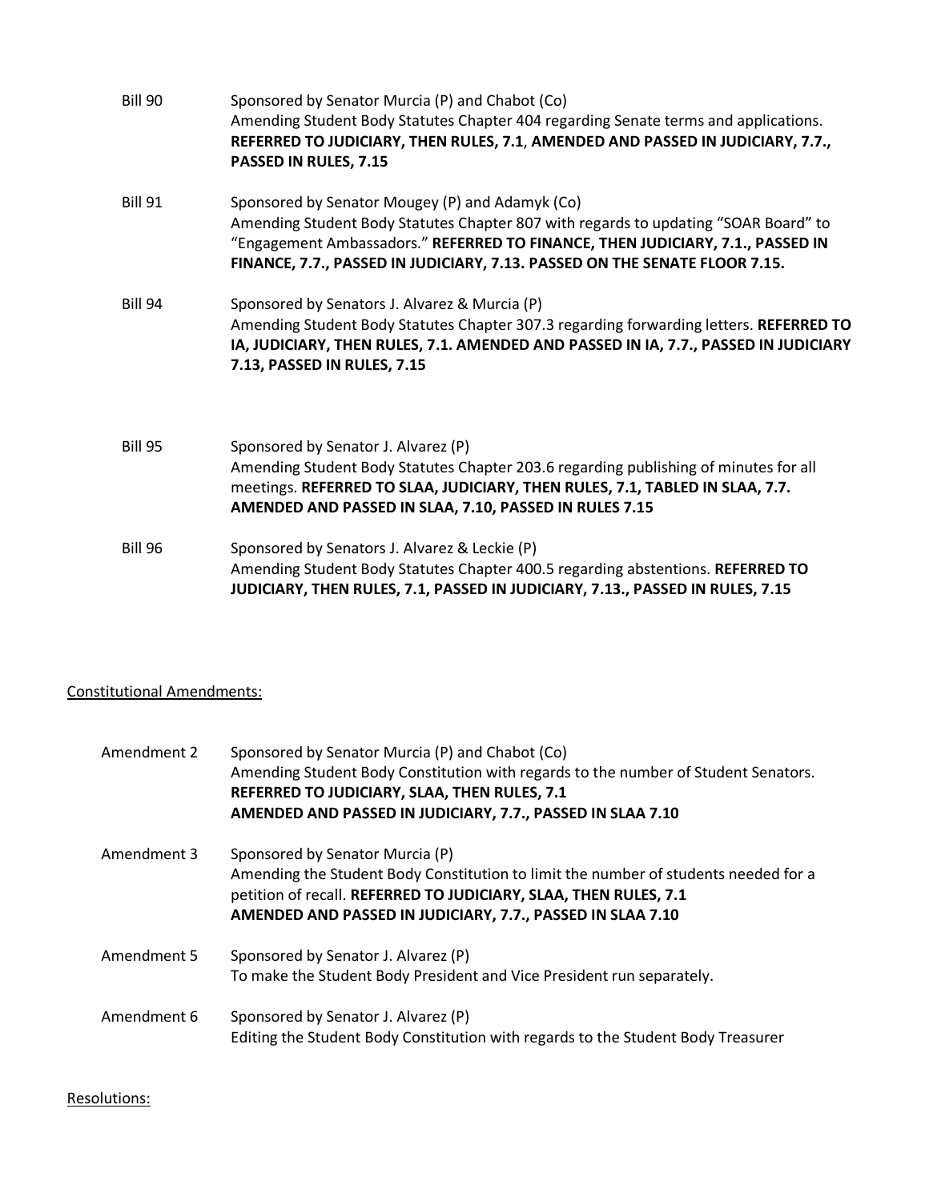| | |
|---|---|
| Bill 90 | Sponsored by Senator Murcia (P) and Chabot (Co)<br>Amending Student Body Statutes Chapter 404 regarding Senate terms and applications. **REFERRED TO JUDICIARY, THEN RULES, 7.1, AMENDED AND PASSED IN JUDICIARY, 7.7., PASSED IN RULES, 7.15** |
| Bill 91 | Sponsored by Senator Mougey (P) and Adamyk (Co)<br>Amending Student Body Statutes Chapter 807 with regards to updating "SOAR Board" to "Engagement Ambassadors." **REFERRED TO FINANCE, THEN JUDICIARY, 7.1., PASSED IN FINANCE, 7.7., PASSED IN JUDICIARY, 7.13. PASSED ON THE SENATE FLOOR 7.15.** |
| Bill 94 | Sponsored by Senators J. Alvarez & Murcia (P)<br>Amending Student Body Statutes Chapter 307.3 regarding forwarding letters. **REFERRED TO IA, JUDICIARY, THEN RULES, 7.1. AMENDED AND PASSED IN IA, 7.7., PASSED IN JUDICIARY 7.13, PASSED IN RULES, 7.15** |
| Bill 95 | Sponsored by Senator J. Alvarez (P)<br>Amending Student Body Statutes Chapter 203.6 regarding publishing of minutes for all meetings. **REFERRED TO SLAA, JUDICIARY, THEN RULES, 7.1, TABLED IN SLAA, 7.7. AMENDED AND PASSED IN SLAA, 7.10, PASSED IN RULES 7.15** |
| Bill 96 | Sponsored by Senators J. Alvarez & Leckie (P)<br>Amending Student Body Statutes Chapter 400.5 regarding abstentions. **REFERRED TO JUDICIARY, THEN RULES, 7.1, PASSED IN JUDICIARY, 7.13., PASSED IN RULES, 7.15** |

## Constitutional Amendments:

| | |
|---|---|
| Amendment 2 | Sponsored by Senator Murcia (P) and Chabot (Co)<br>Amending Student Body Constitution with regards to the number of Student Senators. **REFERRED TO JUDICIARY, SLAA, THEN RULES, 7.1**<br>**AMENDED AND PASSED IN JUDICIARY, 7.7., PASSED IN SLAA 7.10** |
| Amendment 3 | Sponsored by Senator Murcia (P)<br>Amending the Student Body Constitution to limit the number of students needed for a petition of recall. **REFERRED TO JUDICIARY, SLAA, THEN RULES, 7.1**<br>**AMENDED AND PASSED IN JUDICIARY, 7.7., PASSED IN SLAA 7.10** |
| Amendment 5 | Sponsored by Senator J. Alvarez (P)<br>To make the Student Body President and Vice President run separately. |
| Amendment 6 | Sponsored by Senator J. Alvarez (P)<br>Editing the Student Body Constitution with regards to the Student Body Treasurer |

## Resolutions: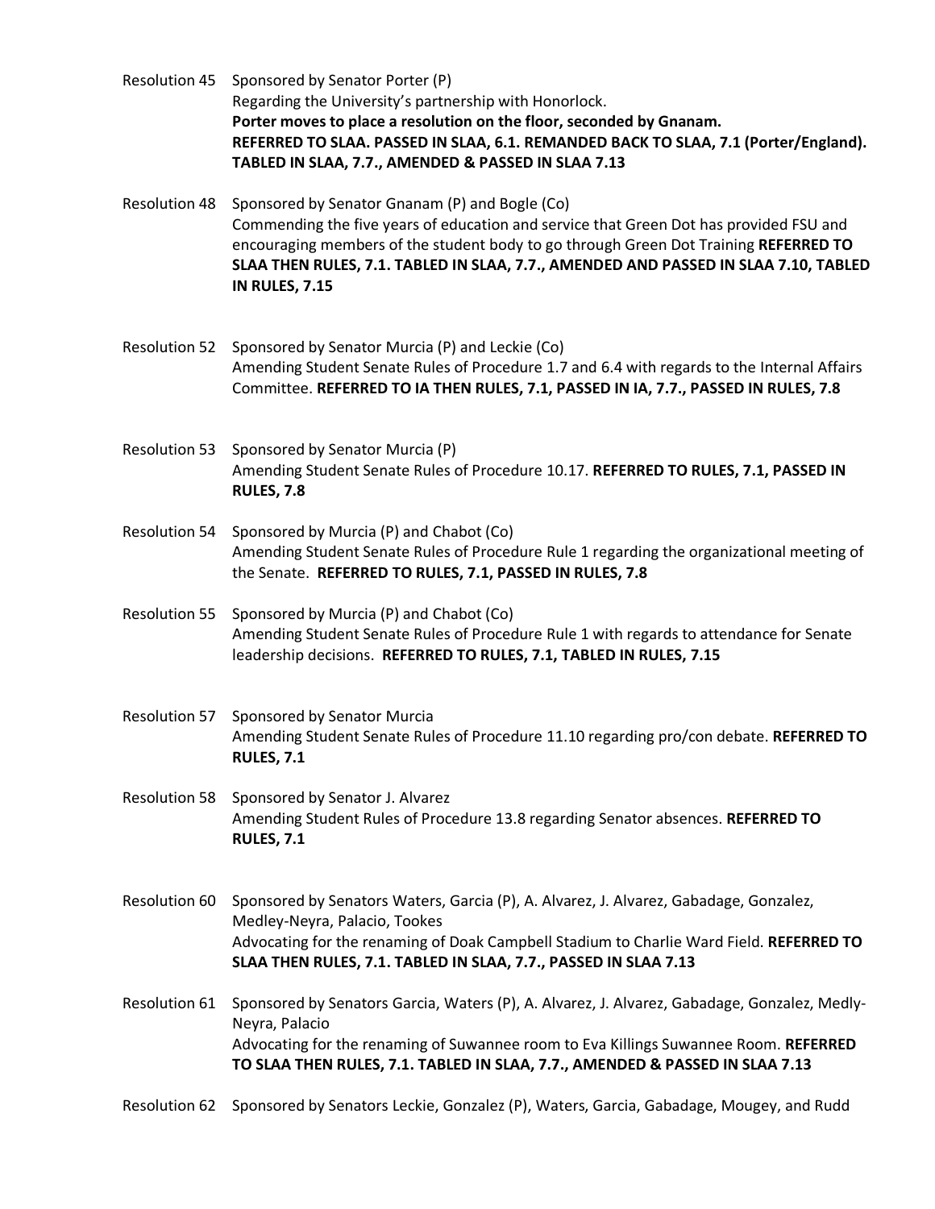Resolution 45 Sponsored by Senator Porter (P)
Regarding the University's partnership with Honorlock.
**Porter moves to place a resolution on the floor, seconded by Gnanam.**
**REFERRED TO SLAA. PASSED IN SLAA, 6.1. REMANDED BACK TO SLAA, 7.1 (Porter/England). TABLED IN SLAA, 7.7., AMENDED & PASSED IN SLAA 7.13**

Resolution 48 Sponsored by Senator Gnanam (P) and Bogle (Co)
Commending the five years of education and service that Green Dot has provided FSU and encouraging members of the student body to go through Green Dot Training **REFERRED TO SLAA THEN RULES, 7.1. TABLED IN SLAA, 7.7., AMENDED AND PASSED IN SLAA 7.10, TABLED IN RULES, 7.15**

Resolution 52 Sponsored by Senator Murcia (P) and Leckie (Co)
Amending Student Senate Rules of Procedure 1.7 and 6.4 with regards to the Internal Affairs Committee. **REFERRED TO IA THEN RULES, 7.1, PASSED IN IA, 7.7., PASSED IN RULES, 7.8**

Resolution 53 Sponsored by Senator Murcia (P)
Amending Student Senate Rules of Procedure 10.17. **REFERRED TO RULES, 7.1, PASSED IN RULES, 7.8**

Resolution 54 Sponsored by Murcia (P) and Chabot (Co)
Amending Student Senate Rules of Procedure Rule 1 regarding the organizational meeting of the Senate. **REFERRED TO RULES, 7.1, PASSED IN RULES, 7.8**

Resolution 55 Sponsored by Murcia (P) and Chabot (Co)
Amending Student Senate Rules of Procedure Rule 1 with regards to attendance for Senate leadership decisions. **REFERRED TO RULES, 7.1, TABLED IN RULES, 7.15**

Resolution 57 Sponsored by Senator Murcia
Amending Student Senate Rules of Procedure 11.10 regarding pro/con debate. **REFERRED TO RULES, 7.1**

Resolution 58 Sponsored by Senator J. Alvarez
Amending Student Rules of Procedure 13.8 regarding Senator absences. **REFERRED TO RULES, 7.1**

Resolution 60 Sponsored by Senators Waters, Garcia (P), A. Alvarez, J. Alvarez, Gabadage, Gonzalez, Medley-Neyra, Palacio, Tookes
Advocating for the renaming of Doak Campbell Stadium to Charlie Ward Field. **REFERRED TO SLAA THEN RULES, 7.1. TABLED IN SLAA, 7.7., PASSED IN SLAA 7.13**

Resolution 61 Sponsored by Senators Garcia, Waters (P), A. Alvarez, J. Alvarez, Gabadage, Gonzalez, Medly-Neyra, Palacio
Advocating for the renaming of Suwannee room to Eva Killings Suwannee Room. **REFERRED TO SLAA THEN RULES, 7.1. TABLED IN SLAA, 7.7., AMENDED & PASSED IN SLAA 7.13**

Resolution 62 Sponsored by Senators Leckie, Gonzalez (P), Waters, Garcia, Gabadage, Mougey, and Rudd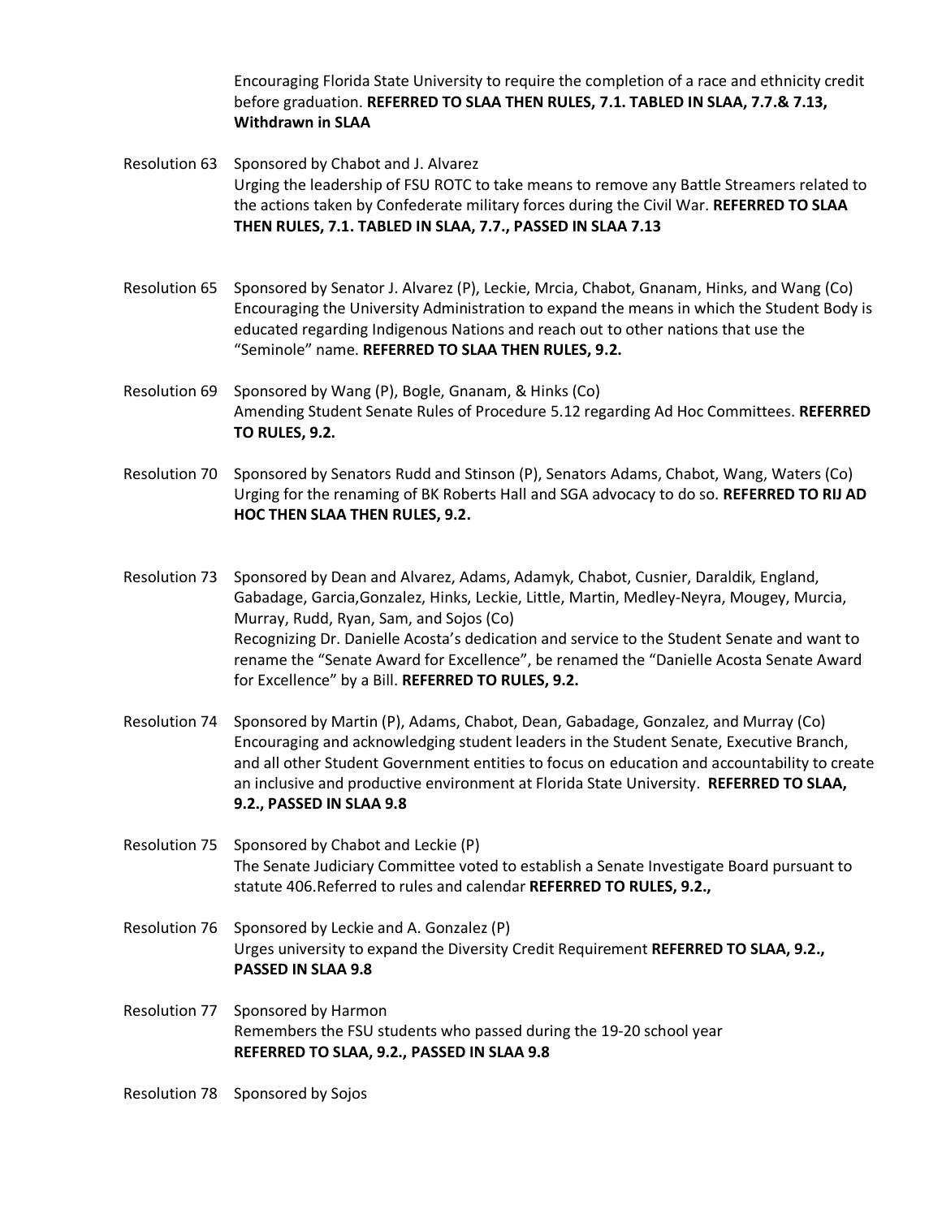Encouraging Florida State University to require the completion of a race and ethnicity credit before graduation. **REFERRED TO SLAA THEN RULES, 7.1. TABLED IN SLAA, 7.7.& 7.13, Withdrawn in SLAA**

Resolution 63 Sponsored by Chabot and J. Alvarez
Urging the leadership of FSU ROTC to take means to remove any Battle Streamers related to the actions taken by Confederate military forces during the Civil War. **REFERRED TO SLAA THEN RULES, 7.1. TABLED IN SLAA, 7.7., PASSED IN SLAA 7.13**

Resolution 65 Sponsored by Senator J. Alvarez (P), Leckie, Mrcia, Chabot, Gnanam, Hinks, and Wang (Co)
Encouraging the University Administration to expand the means in which the Student Body is educated regarding Indigenous Nations and reach out to other nations that use the "Seminole" name. **REFERRED TO SLAA THEN RULES, 9.2.**

Resolution 69 Sponsored by Wang (P), Bogle, Gnanam, & Hinks (Co)
Amending Student Senate Rules of Procedure 5.12 regarding Ad Hoc Committees. **REFERRED TO RULES, 9.2.**

Resolution 70 Sponsored by Senators Rudd and Stinson (P), Senators Adams, Chabot, Wang, Waters (Co)
Urging for the renaming of BK Roberts Hall and SGA advocacy to do so. **REFERRED TO RIJ AD HOC THEN SLAA THEN RULES, 9.2.**

Resolution 73 Sponsored by Dean and Alvarez, Adams, Adamyk, Chabot, Cusnier, Daraldik, England, Gabadage, Garcia,Gonzalez, Hinks, Leckie, Little, Martin, Medley-Neyra, Mougey, Murcia, Murray, Rudd, Ryan, Sam, and Sojos (Co)
Recognizing Dr. Danielle Acosta's dedication and service to the Student Senate and want to rename the "Senate Award for Excellence", be renamed the "Danielle Acosta Senate Award for Excellence" by a Bill. **REFERRED TO RULES, 9.2.**

Resolution 74 Sponsored by Martin (P), Adams, Chabot, Dean, Gabadage, Gonzalez, and Murray (Co)
Encouraging and acknowledging student leaders in the Student Senate, Executive Branch, and all other Student Government entities to focus on education and accountability to create an inclusive and productive environment at Florida State University. **REFERRED TO SLAA, 9.2., PASSED IN SLAA 9.8**

Resolution 75 Sponsored by Chabot and Leckie (P)
The Senate Judiciary Committee voted to establish a Senate Investigate Board pursuant to statute 406.Referred to rules and calendar **REFERRED TO RULES, 9.2.,**

Resolution 76 Sponsored by Leckie and A. Gonzalez (P)
Urges university to expand the Diversity Credit Requirement **REFERRED TO SLAA, 9.2., PASSED IN SLAA 9.8**

Resolution 77 Sponsored by Harmon
Remembers the FSU students who passed during the 19-20 school year
**REFERRED TO SLAA, 9.2., PASSED IN SLAA 9.8**

Resolution 78 Sponsored by Sojos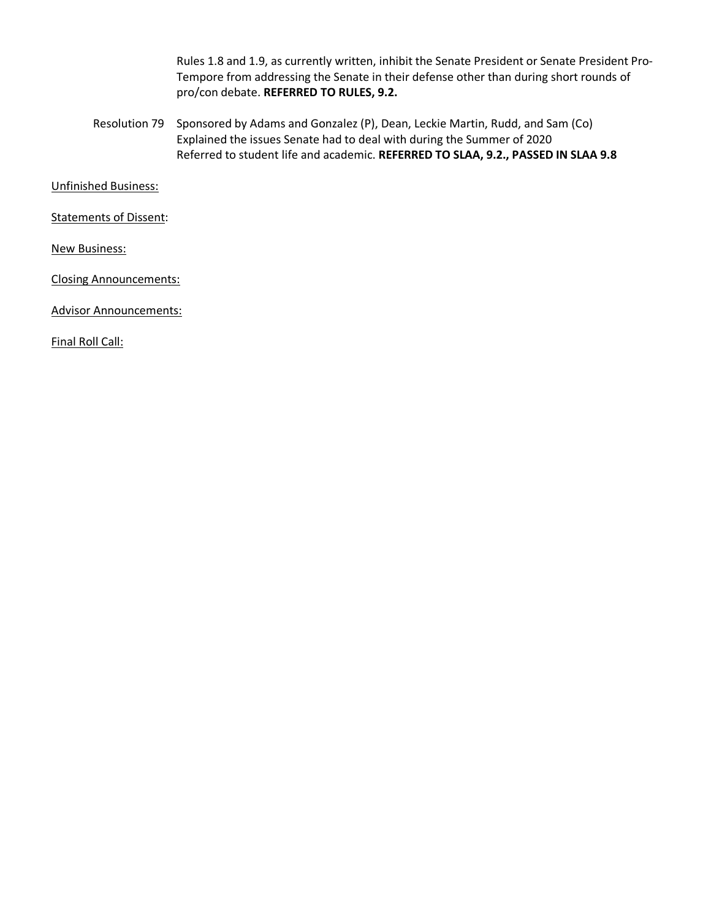Rules 1.8 and 1.9, as currently written, inhibit the Senate President or Senate President Pro-Tempore from addressing the Senate in their defense other than during short rounds of pro/con debate. **REFERRED TO RULES, 9.2.**

Resolution 79 Sponsored by Adams and Gonzalez (P), Dean, Leckie Martin, Rudd, and Sam (Co)
Explained the issues Senate had to deal with during the Summer of 2020
Referred to student life and academic. **REFERRED TO SLAA, 9.2., PASSED IN SLAA 9.8**

Unfinished Business:

Statements of Dissent:

New Business:

Closing Announcements:

Advisor Announcements:

Final Roll Call: